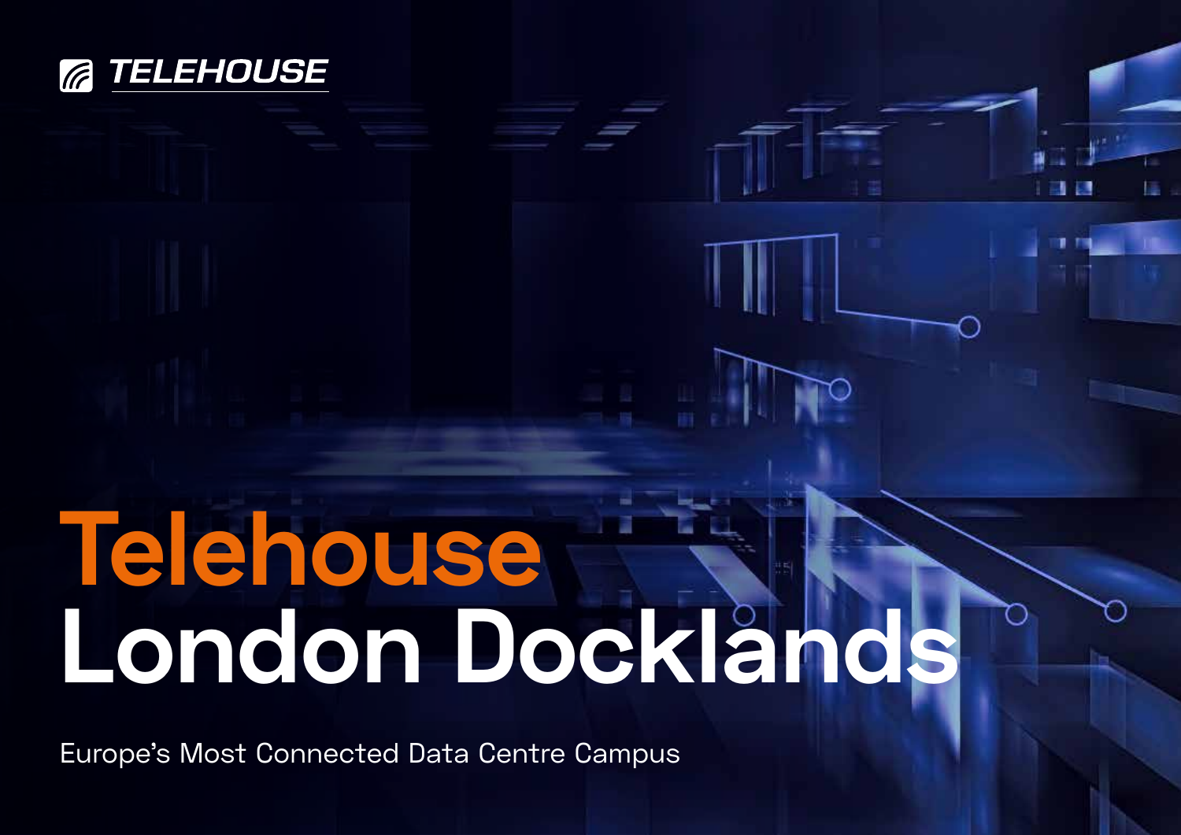TELEHOUSE

# Telehouse London Docklands

Europe's Most Connected Data Centre Campus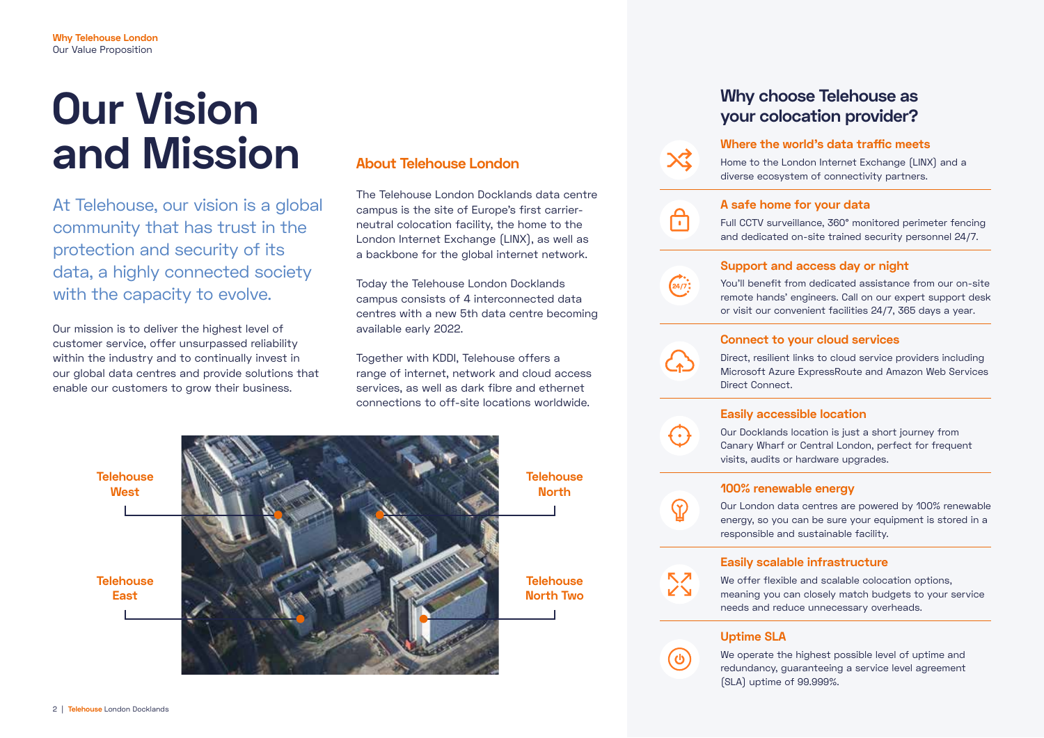Why Telehouse London
Our Value Proposition

# Our Vision and Mission

At Telehouse, our vision is a global community that has trust in the protection and security of its data, a highly connected society with the capacity to evolve.

Our mission is to deliver the highest level of customer service, offer unsurpassed reliability within the industry and to continually invest in our global data centres and provide solutions that enable our customers to grow their business.

## About Telehouse London

The Telehouse London Docklands data centre campus is the site of Europe's first carrier-neutral colocation facility, the home to the London Internet Exchange (LINX), as well as a backbone for the global internet network.

Today the Telehouse London Docklands campus consists of 4 interconnected data centres with a new 5th data centre becoming available early 2022.

Together with KDDI, Telehouse offers a range of internet, network and cloud access services, as well as dark fibre and ethernet connections to off-site locations worldwide.

Telehouse West

Telehouse North

Telehouse East

Telehouse North Two

## Why choose Telehouse as your colocation provider?

### Where the world's data traffic meets

Home to the London Internet Exchange (LINX) and a diverse ecosystem of connectivity partners.

### A safe home for your data

Full CCTV surveillance, 360° monitored perimeter fencing and dedicated on-site trained security personnel 24/7.

### Support and access day or night

You'll benefit from dedicated assistance from our on-site remote hands' engineers. Call on our expert support desk or visit our convenient facilities 24/7, 365 days a year.

### Connect to your cloud services

Direct, resilient links to cloud service providers including Microsoft Azure ExpressRoute and Amazon Web Services Direct Connect.

### Easily accessible location

Our Docklands location is just a short journey from Canary Wharf or Central London, perfect for frequent visits, audits or hardware upgrades.

### 100% renewable energy

Our London data centres are powered by 100% renewable energy, so you can be sure your equipment is stored in a responsible and sustainable facility.

### Easily scalable infrastructure

We offer flexible and scalable colocation options, meaning you can closely match budgets to your service needs and reduce unnecessary overheads.

### Uptime SLA

We operate the highest possible level of uptime and redundancy, guaranteeing a service level agreement (SLA) uptime of 99.999%.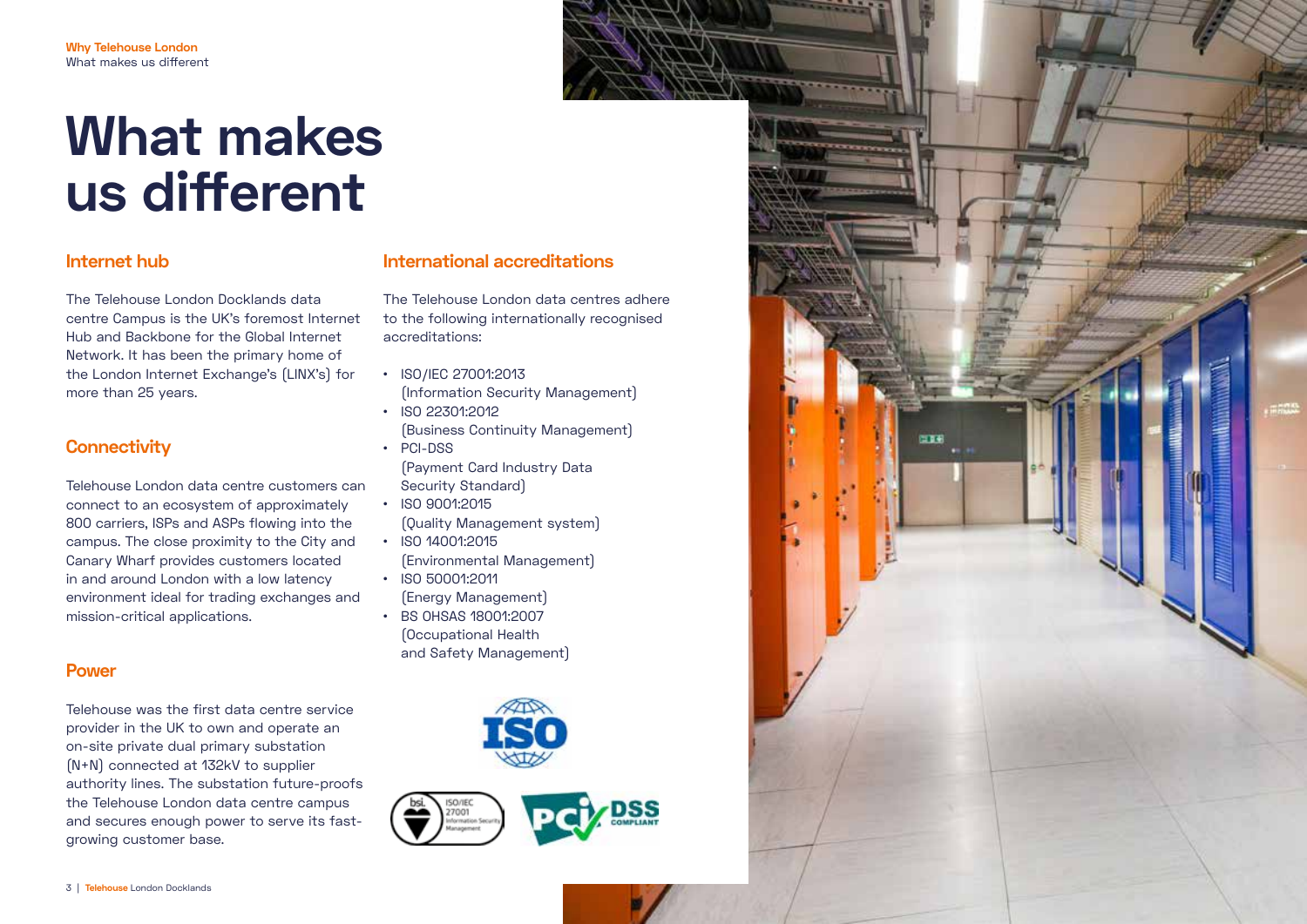# What makes us different

## Internet hub

The Telehouse London Docklands data centre Campus is the UK's foremost Internet Hub and Backbone for the Global Internet Network. It has been the primary home of the London Internet Exchange's (LINX's) for more than 25 years.

## Connectivity

Telehouse London data centre customers can connect to an ecosystem of approximately 800 carriers, ISPs and ASPs flowing into the campus. The close proximity to the City and Canary Wharf provides customers located in and around London with a low latency environment ideal for trading exchanges and mission-critical applications.

## Power

Telehouse was the first data centre service provider in the UK to own and operate an on-site private dual primary substation (N+N) connected at 132kV to supplier authority lines. The substation future-proofs the Telehouse London data centre campus and secures enough power to serve its fast-growing customer base.

## International accreditations

The Telehouse London data centres adhere to the following internationally recognised accreditations:

- ISO/IEC 27001:2013 (Information Security Management)
- ISO 22301:2012 (Business Continuity Management)
- PCI-DSS (Payment Card Industry Data Security Standard)
- ISO 9001:2015 (Quality Management system)
- ISO 14001:2015 (Environmental Management)
- ISO 50001:2011 (Energy Management)
- BS OHSAS 18001:2007 (Occupational Health and Safety Management)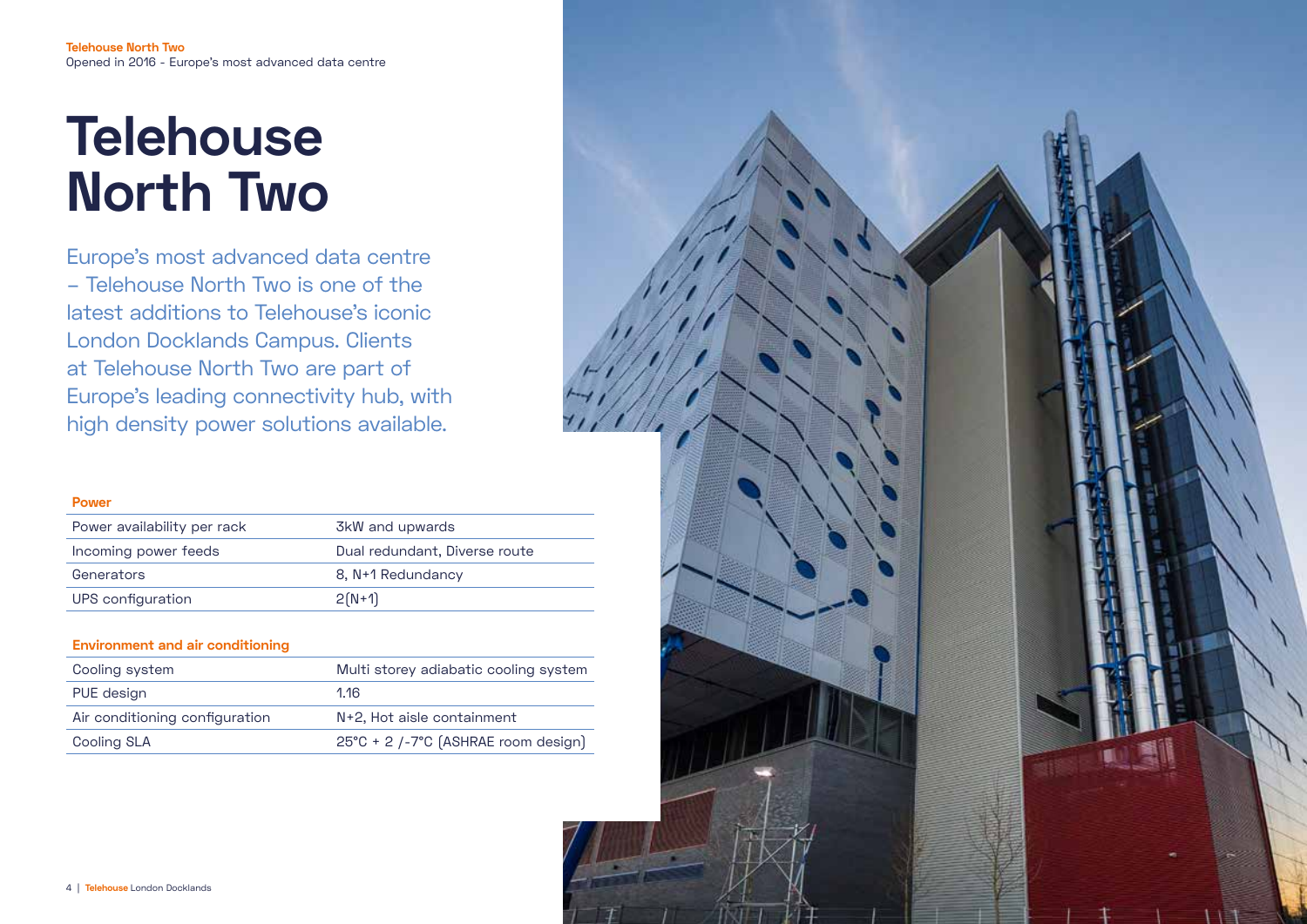**Telehouse North Two**
Opened in 2016 - Europe's most advanced data centre

# Telehouse North Two

Europe's most advanced data centre – Telehouse North Two is one of the latest additions to Telehouse's iconic London Docklands Campus. Clients at Telehouse North Two are part of Europe's leading connectivity hub, with high density power solutions available.

**Power**

| | |
|---|---|
| Power availability per rack | 3kW and upwards |
| Incoming power feeds | Dual redundant, Diverse route |
| Generators | 8, N+1 Redundancy |
| UPS configuration | 2(N+1) |

**Environment and air conditioning**

| | |
|---|---|
| Cooling system | Multi storey adiabatic cooling system |
| PUE design | 1.16 |
| Air conditioning configuration | N+2, Hot aisle containment |
| Cooling SLA | 25°C + 2 /-7°C (ASHRAE room design) |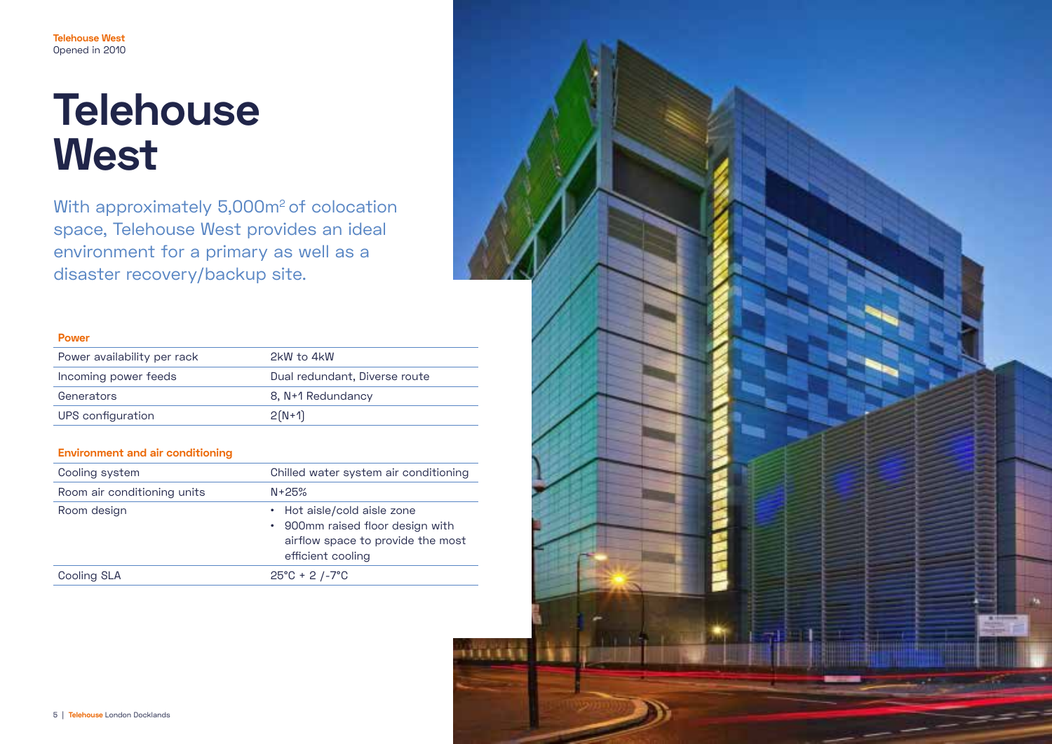Telehouse West
Opened in 2010

# Telehouse West

With approximately 5,000m$^2$ of colocation space, Telehouse West provides an ideal environment for a primary as well as a disaster recovery/backup site.

### Power

| | |
|---|---|
| Power availability per rack | 2kW to 4kW |
| Incoming power feeds | Dual redundant, Diverse route |
| Generators | 8, N+1 Redundancy |
| UPS configuration | 2(N+1) |

### Environment and air conditioning

| | |
|---|---|
| Cooling system | Chilled water system air conditioning |
| Room air conditioning units | N+25% |
| Room design | • Hot aisle/cold aisle zone<br>• 900mm raised floor design with airflow space to provide the most efficient cooling |
| Cooling SLA | 25°C + 2 /-7°C |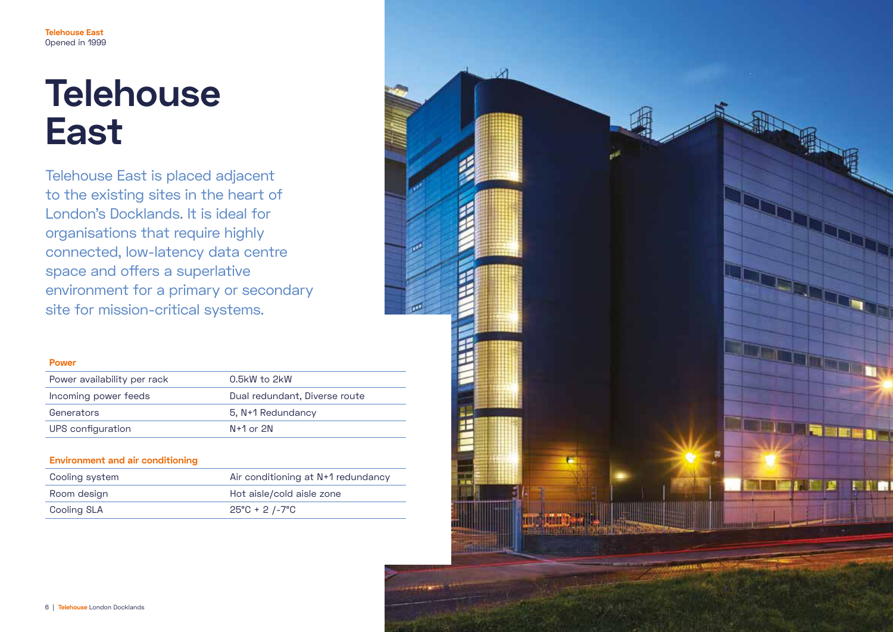**Telehouse East**
Opened in 1999

# Telehouse East

Telehouse East is placed adjacent to the existing sites in the heart of London's Docklands. It is ideal for organisations that require highly connected, low-latency data centre space and offers a superlative environment for a primary or secondary site for mission-critical systems.

**Power**

| | |
|---|---|
| Power availability per rack | 0.5kW to 2kW |
| Incoming power feeds | Dual redundant, Diverse route |
| Generators | 5, N+1 Redundancy |
| UPS configuration | N+1 or 2N |

**Environment and air conditioning**

| | |
|---|---|
| Cooling system | Air conditioning at N+1 redundancy |
| Room design | Hot aisle/cold aisle zone |
| Cooling SLA | 25°C + 2 /-7°C |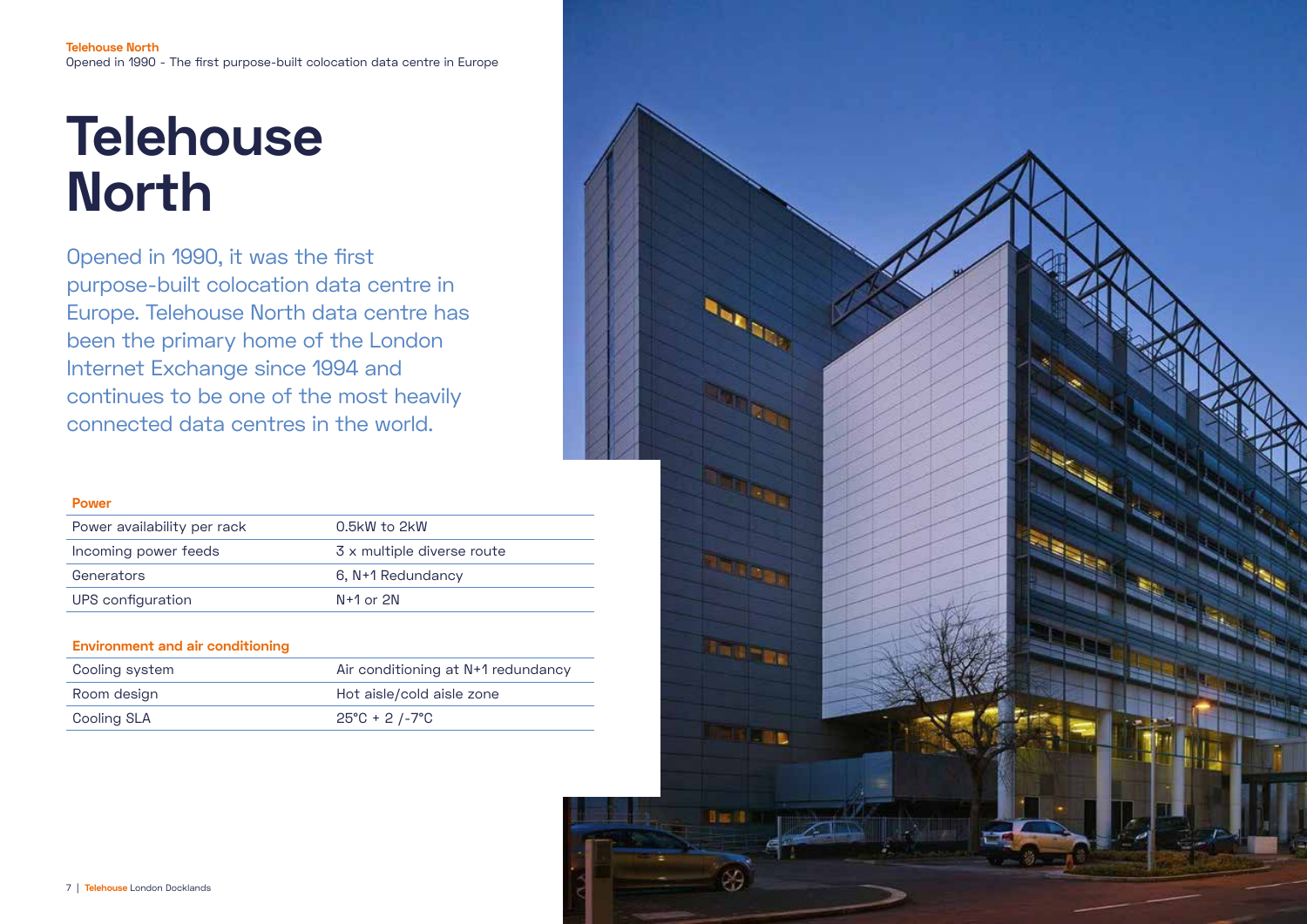**Telehouse North**
Opened in 1990 - The first purpose-built colocation data centre in Europe

# Telehouse North

Opened in 1990, it was the first purpose-built colocation data centre in Europe. Telehouse North data centre has been the primary home of the London Internet Exchange since 1994 and continues to be one of the most heavily connected data centres in the world.

| Power | |
|---|---|
| Power availability per rack | 0.5kW to 2kW |
| Incoming power feeds | 3 x multiple diverse route |
| Generators | 6, N+1 Redundancy |
| UPS configuration | N+1 or 2N |

| Environment and air conditioning | |
|---|---|
| Cooling system | Air conditioning at N+1 redundancy |
| Room design | Hot aisle/cold aisle zone |
| Cooling SLA | 25°C + 2 /-7°C |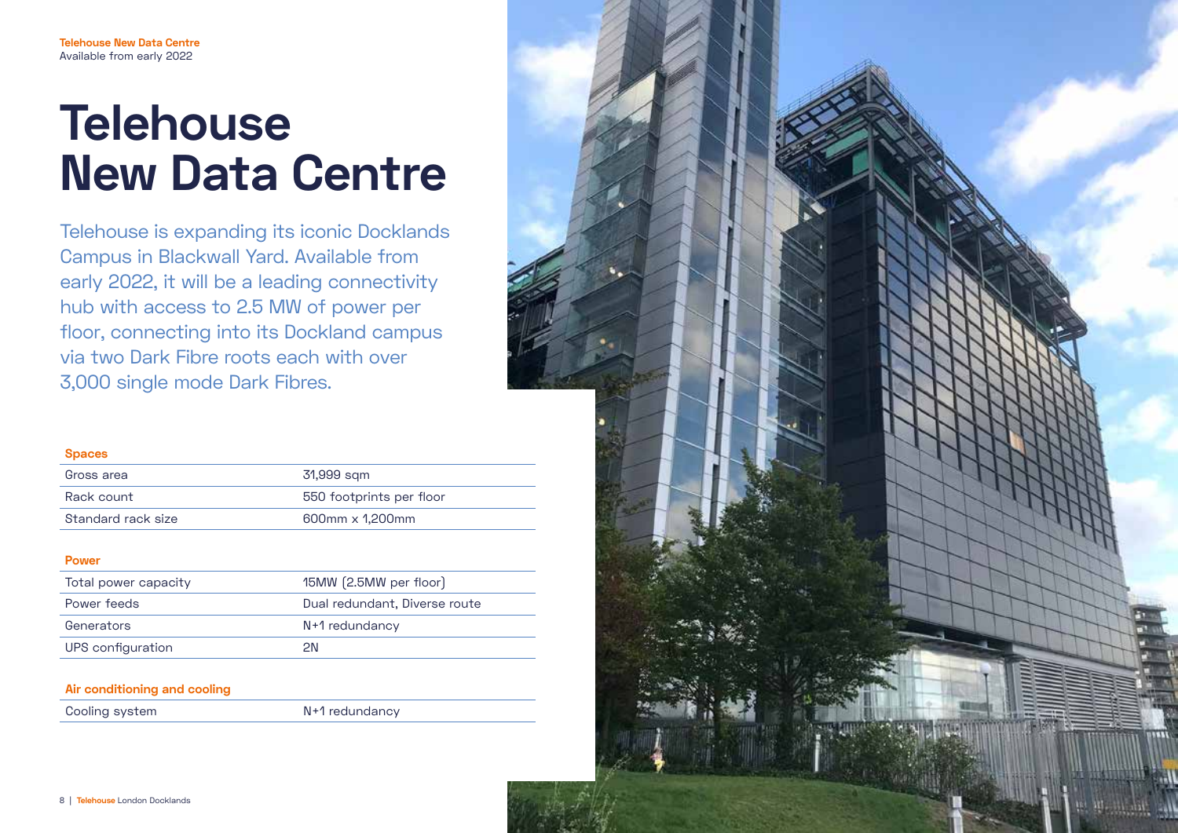**Telehouse New Data Centre**
Available from early 2022

# Telehouse New Data Centre

Telehouse is expanding its iconic Docklands Campus in Blackwall Yard. Available from early 2022, it will be a leading connectivity hub with access to 2.5 MW of power per floor, connecting into its Dockland campus via two Dark Fibre roots each with over 3,000 single mode Dark Fibres.

| **Spaces** | |
|---|---|
| Gross area | 31,999 sqm |
| Rack count | 550 footprints per floor |
| Standard rack size | 600mm x 1,200mm |

| **Power** | |
|---|---|
| Total power capacity | 15MW (2.5MW per floor) |
| Power feeds | Dual redundant, Diverse route |
| Generators | N+1 redundancy |
| UPS configuration | 2N |

| **Air conditioning and cooling** | |
|---|---|
| Cooling system | N+1 redundancy |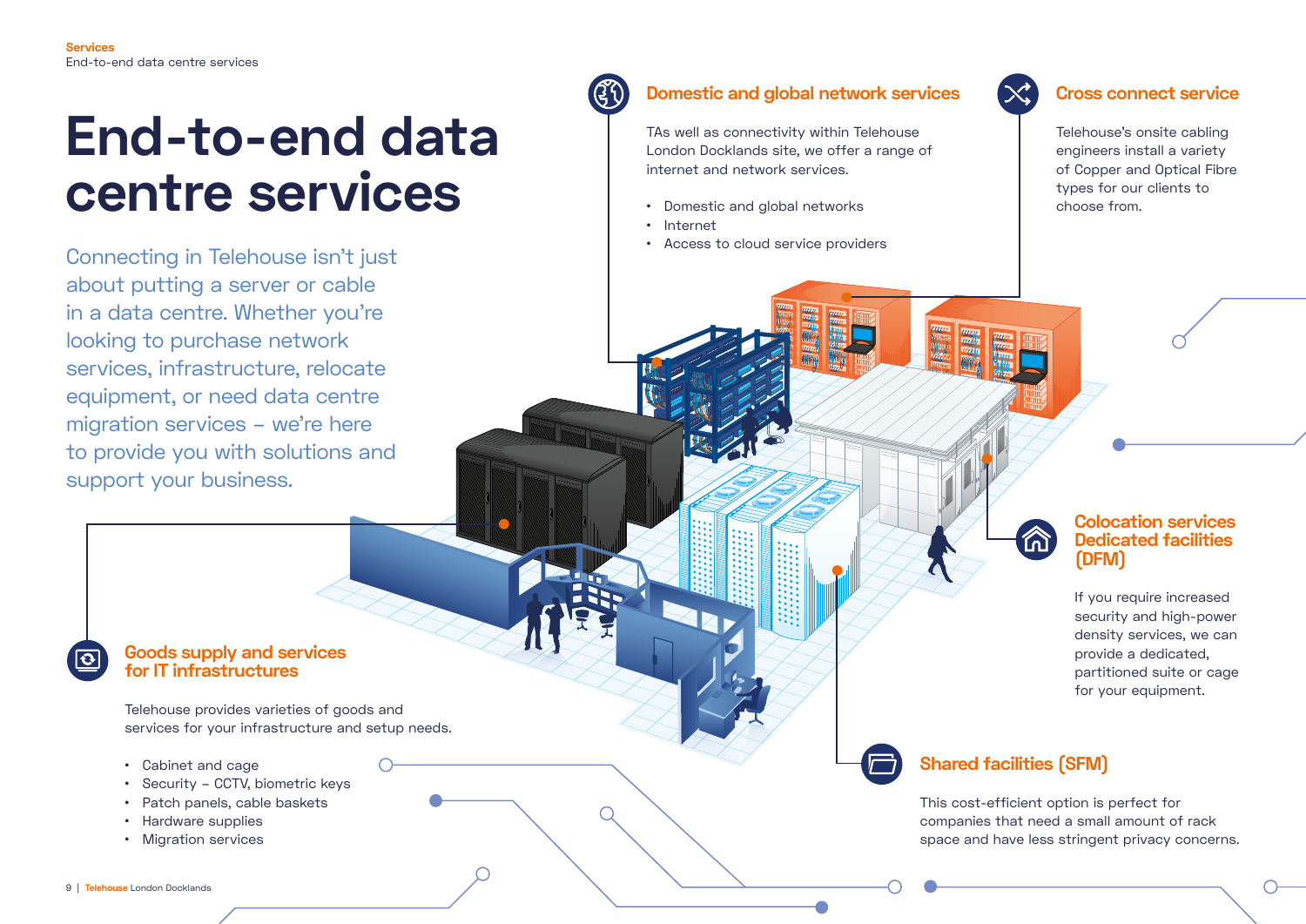# End-to-end data centre services

Connecting in Telehouse isn't just about putting a server or cable in a data centre. Whether you're looking to purchase network services, infrastructure, relocate equipment, or need data centre migration services – we're here to provide you with solutions and support your business.

## Domestic and global network services

TAs well as connectivity within Telehouse London Docklands site, we offer a range of internet and network services.

- Domestic and global networks
- Internet
- Access to cloud service providers

## Cross connect service

Telehouse's onsite cabling engineers install a variety of Copper and Optical Fibre types for our clients to choose from.

## Colocation services Dedicated facilities (DFM)

If you require increased security and high-power density services, we can provide a dedicated, partitioned suite or cage for your equipment.

## Shared facilities (SFM)

This cost-efficient option is perfect for companies that need a small amount of rack space and have less stringent privacy concerns.

## Goods supply and services for IT infrastructures

Telehouse provides varieties of goods and services for your infrastructure and setup needs.

- Cabinet and cage
- Security – CCTV, biometric keys
- Patch panels, cable baskets
- Hardware supplies
- Migration services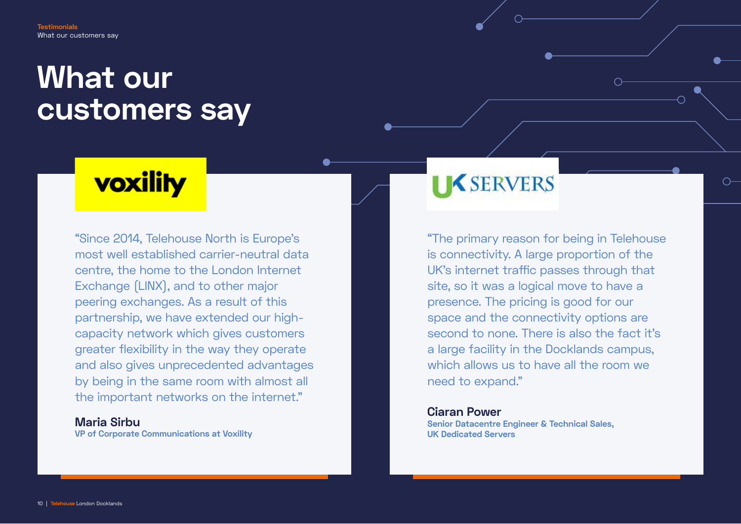# What our customers say

voxility

"Since 2014, Telehouse North is Europe's most well established carrier-neutral data centre, the home to the London Internet Exchange (LINX), and to other major peering exchanges. As a result of this partnership, we have extended our high-capacity network which gives customers greater flexibility in the way they operate and also gives unprecedented advantages by being in the same room with almost all the important networks on the internet."

**Maria Sirbu**
VP of Corporate Communications at Voxility

UK SERVERS

"The primary reason for being in Telehouse is connectivity. A large proportion of the UK's internet traffic passes through that site, so it was a logical move to have a presence. The pricing is good for our space and the connectivity options are second to none. There is also the fact it's a large facility in the Docklands campus, which allows us to have all the room we need to expand."

**Ciaran Power**
Senior Datacentre Engineer & Technical Sales,
UK Dedicated Servers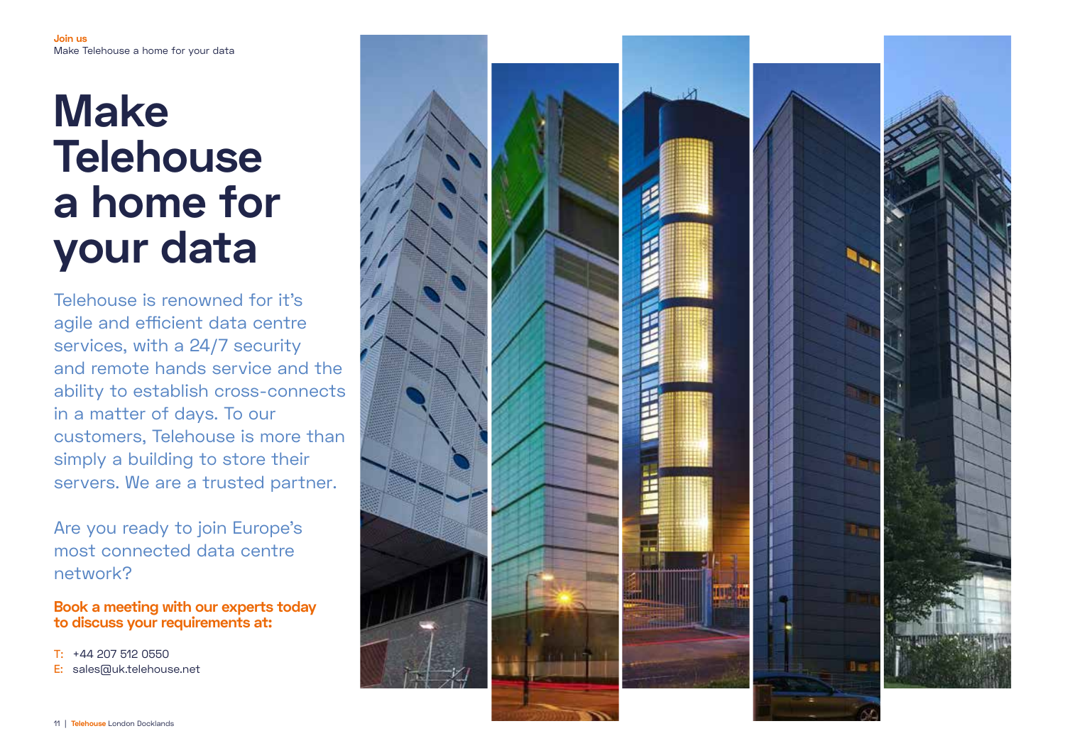Join us

Make Telehouse a home for your data

# Make Telehouse a home for your data

Telehouse is renowned for it's agile and efficient data centre services, with a 24/7 security and remote hands service and the ability to establish cross-connects in a matter of days. To our customers, Telehouse is more than simply a building to store their servers. We are a trusted partner.

Are you ready to join Europe's most connected data centre network?

**Book a meeting with our experts today to discuss your requirements at:**

T: +44 207 512 0550
E: sales@uk.telehouse.net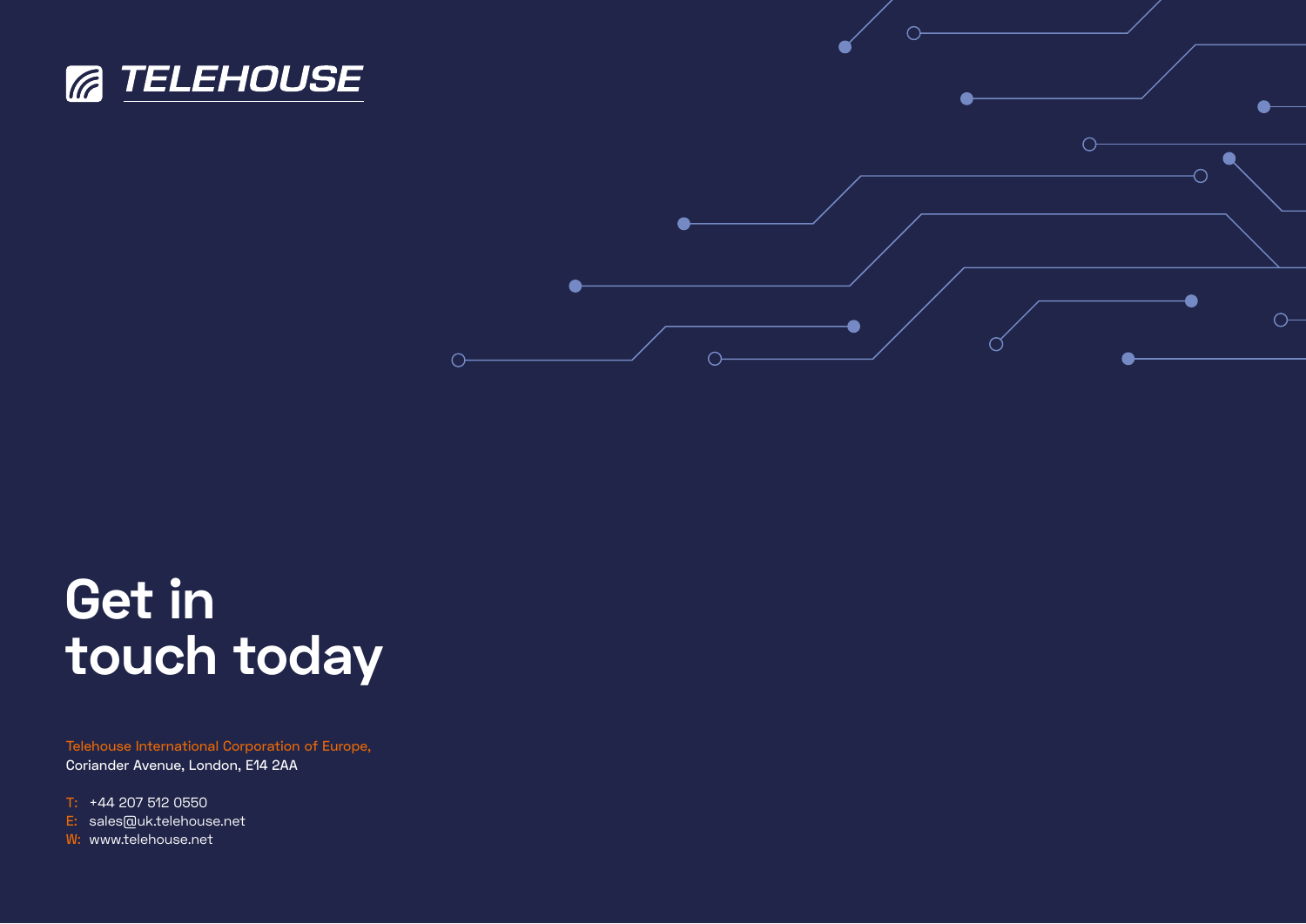TELEHOUSE

# Get in touch today

Telehouse International Corporation of Europe,
Coriander Avenue, London, E14 2AA

T: +44 207 512 0550
E: sales@uk.telehouse.net
W: www.telehouse.net